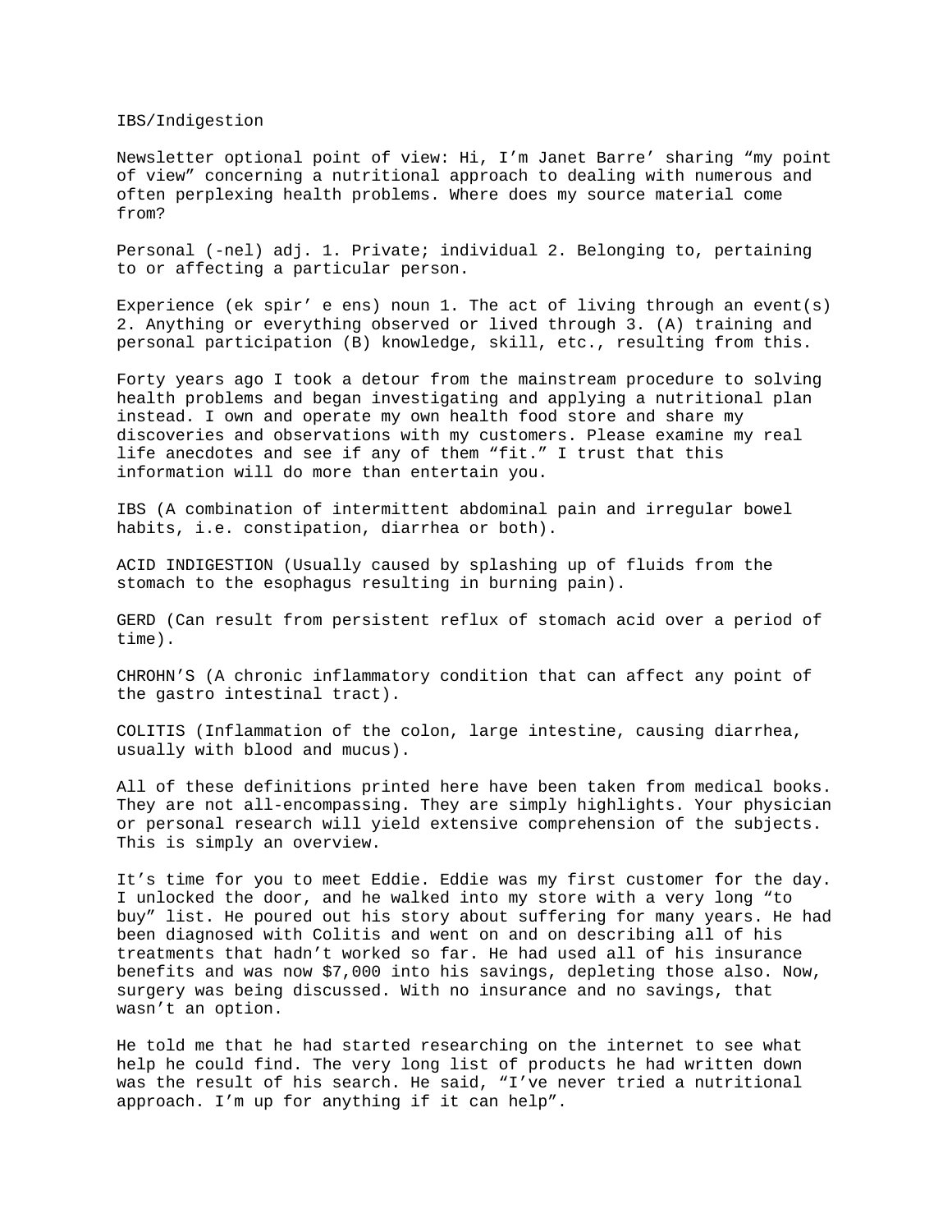# IBS/Indigestion

Newsletter optional point of view: Hi, I'm Janet Barre' sharing "my point of view" concerning a nutritional approach to dealing with numerous and often perplexing health problems. Where does my source material come from?

Personal (-nel) adj. 1. Private; individual 2. Belonging to, pertaining to or affecting a particular person.

Experience (ek spir' e ens) noun 1. The act of living through an event(s) 2. Anything or everything observed or lived through 3. (A) training and personal participation (B) knowledge, skill, etc., resulting from this.

Forty years ago I took a detour from the mainstream procedure to solving health problems and began investigating and applying a nutritional plan instead. I own and operate my own health food store and share my discoveries and observations with my customers. Please examine my real life anecdotes and see if any of them "fit." I trust that this information will do more than entertain you.

IBS (A combination of intermittent abdominal pain and irregular bowel habits, i.e. constipation, diarrhea or both).

ACID INDIGESTION (Usually caused by splashing up of fluids from the stomach to the esophagus resulting in burning pain).

GERD (Can result from persistent reflux of stomach acid over a period of time).

CHROHN'S (A chronic inflammatory condition that can affect any point of the gastro intestinal tract).

COLITIS (Inflammation of the colon, large intestine, causing diarrhea, usually with blood and mucus).

All of these definitions printed here have been taken from medical books. They are not all-encompassing. They are simply highlights. Your physician or personal research will yield extensive comprehension of the subjects. This is simply an overview.

It's time for you to meet Eddie. Eddie was my first customer for the day. I unlocked the door, and he walked into my store with a very long "to buy" list. He poured out his story about suffering for many years. He had been diagnosed with Colitis and went on and on describing all of his treatments that hadn't worked so far. He had used all of his insurance benefits and was now $7,000 into his savings, depleting those also. Now, surgery was being discussed. With no insurance and no savings, that wasn't an option.

He told me that he had started researching on the internet to see what help he could find. The very long list of products he had written down was the result of his search. He said, "I've never tried a nutritional approach. I'm up for anything if it can help".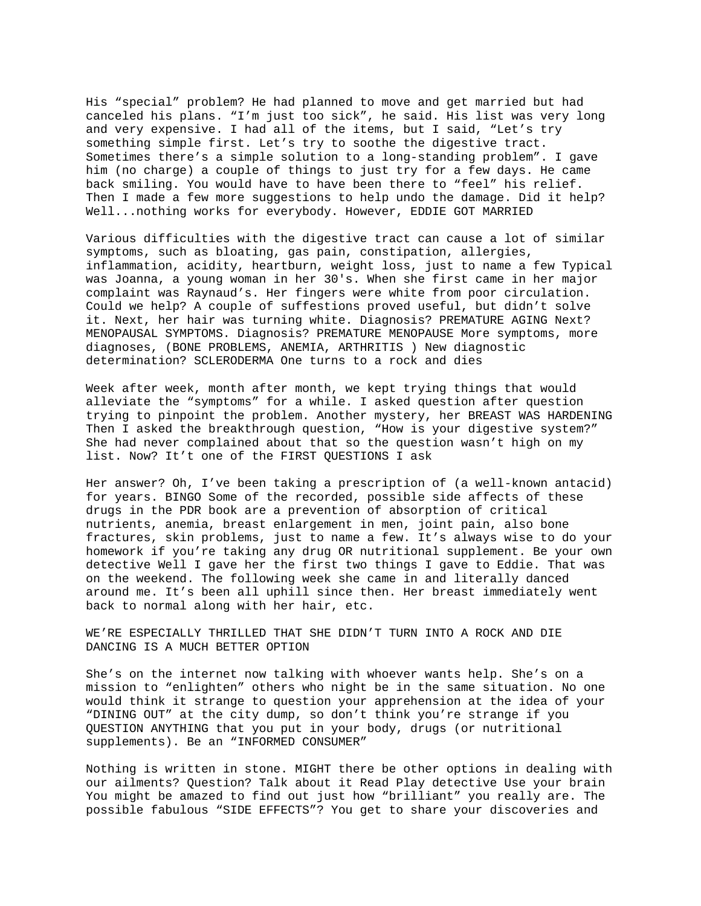His “special” problem? He had planned to move and get married but had canceled his plans. “I’m just too sick”, he said. His list was very long and very expensive. I had all of the items, but I said, “Let’s try something simple first. Let’s try to soothe the digestive tract. Sometimes there’s a simple solution to a long-standing problem”. I gave him (no charge) a couple of things to just try for a few days. He came back smiling. You would have to have been there to “feel” his relief. Then I made a few more suggestions to help undo the damage. Did it help? Well...nothing works for everybody. However, EDDIE GOT MARRIED

Various difficulties with the digestive tract can cause a lot of similar symptoms, such as bloating, gas pain, constipation, allergies, inflammation, acidity, heartburn, weight loss, just to name a few Typical was Joanna, a young woman in her 30's. When she first came in her major complaint was Raynaud’s. Her fingers were white from poor circulation. Could we help? A couple of suffestions proved useful, but didn’t solve it. Next, her hair was turning white. Diagnosis? PREMATURE AGING Next? MENOPAUSAL SYMPTOMS. Diagnosis? PREMATURE MENOPAUSE More symptoms, more diagnoses, (BONE PROBLEMS, ANEMIA, ARTHRITIS ) New diagnostic determination? SCLERODERMA One turns to a rock and dies

Week after week, month after month, we kept trying things that would alleviate the “symptoms” for a while. I asked question after question trying to pinpoint the problem. Another mystery, her BREAST WAS HARDENING Then I asked the breakthrough question, “How is your digestive system?” She had never complained about that so the question wasn’t high on my list. Now? It’t one of the FIRST QUESTIONS I ask

Her answer? Oh, I’ve been taking a prescription of (a well-known antacid) for years. BINGO Some of the recorded, possible side affects of these drugs in the PDR book are a prevention of absorption of critical nutrients, anemia, breast enlargement in men, joint pain, also bone fractures, skin problems, just to name a few. It’s always wise to do your homework if you’re taking any drug OR nutritional supplement. Be your own detective Well I gave her the first two things I gave to Eddie. That was on the weekend. The following week she came in and literally danced around me. It’s been all uphill since then. Her breast immediately went back to normal along with her hair, etc.

WE’RE ESPECIALLY THRILLED THAT SHE DIDN’T TURN INTO A ROCK AND DIE DANCING IS A MUCH BETTER OPTION

She’s on the internet now talking with whoever wants help. She’s on a mission to “enlighten” others who night be in the same situation. No one would think it strange to question your apprehension at the idea of your “DINING OUT” at the city dump, so don’t think you’re strange if you QUESTION ANYTHING that you put in your body, drugs (or nutritional supplements). Be an “INFORMED CONSUMER”

Nothing is written in stone. MIGHT there be other options in dealing with our ailments? Question? Talk about it Read Play detective Use your brain You might be amazed to find out just how “brilliant” you really are. The possible fabulous “SIDE EFFECTS”? You get to share your discoveries and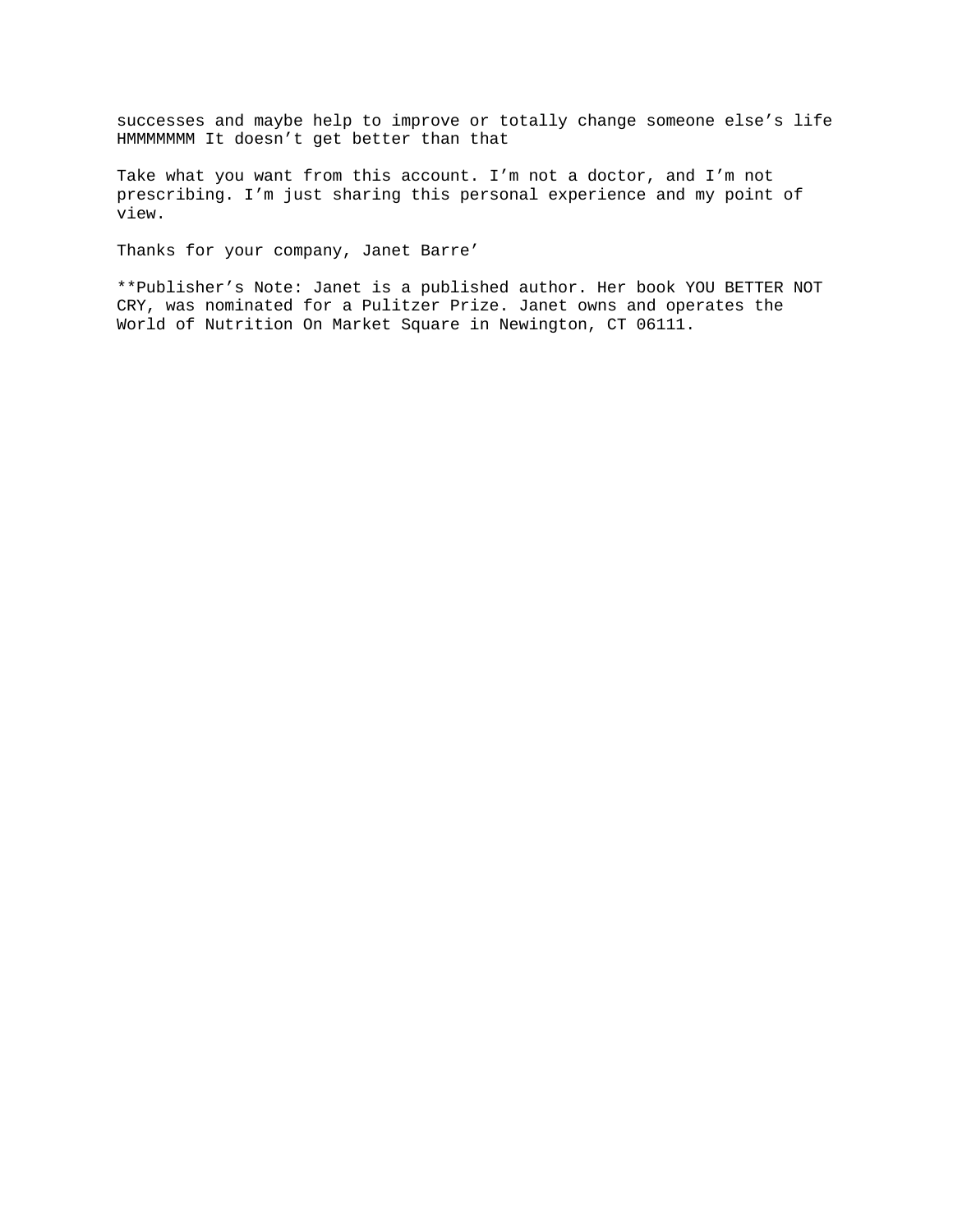successes and maybe help to improve or totally change someone else's life HMMMMMMM It doesn't get better than that

Take what you want from this account. I'm not a doctor, and I'm not prescribing. I'm just sharing this personal experience and my point of view.

Thanks for your company, Janet Barre'

**Publisher's Note: Janet is a published author. Her book YOU BETTER NOT CRY, was nominated for a Pulitzer Prize. Janet owns and operates the World of Nutrition On Market Square in Newington, CT 06111.